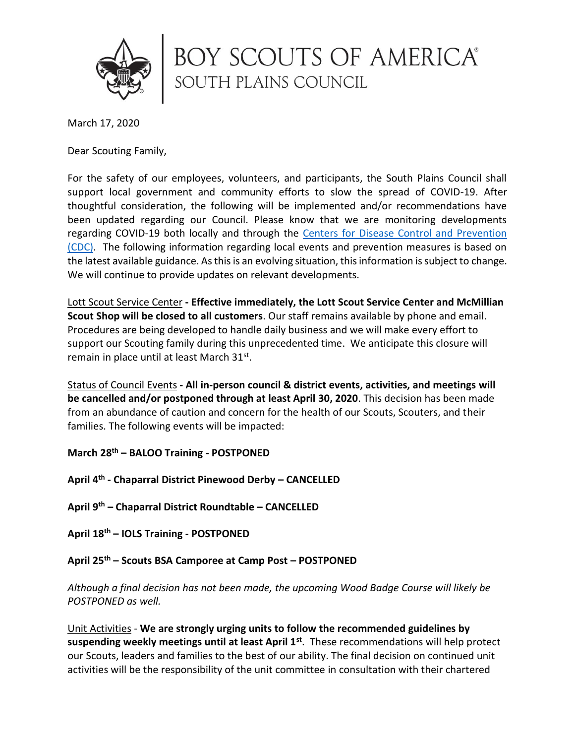# BOY SCOUTS OF AMERICA
## SOUTH PLAINS COUNCIL

March 17, 2020

Dear Scouting Family,

For the safety of our employees, volunteers, and participants, the South Plains Council shall support local government and community efforts to slow the spread of COVID-19. After thoughtful consideration, the following will be implemented and/or recommendations have been updated regarding our Council. Please know that we are monitoring developments regarding COVID-19 both locally and through the Centers for Disease Control and Prevention (CDC). The following information regarding local events and prevention measures is based on the latest available guidance. As this is an evolving situation, this information is subject to change. We will continue to provide updates on relevant developments.

Lott Scout Service Center - **Effective immediately, the Lott Scout Service Center and McMillian Scout Shop will be closed to all customers**. Our staff remains available by phone and email. Procedures are being developed to handle daily business and we will make every effort to support our Scouting family during this unprecedented time. We anticipate this closure will remain in place until at least March 31st.

Status of Council Events - **All in-person council & district events, activities, and meetings will be cancelled and/or postponed through at least April 30, 2020**. This decision has been made from an abundance of caution and concern for the health of our Scouts, Scouters, and their families. The following events will be impacted:

**March 28th – BALOO Training - POSTPONED**

**April 4th - Chaparral District Pinewood Derby – CANCELLED**

**April 9th – Chaparral District Roundtable – CANCELLED**

**April 18th – IOLS Training - POSTPONED**

**April 25th – Scouts BSA Camporee at Camp Post – POSTPONED**

*Although a final decision has not been made, the upcoming Wood Badge Course will likely be POSTPONED as well.*

Unit Activities - **We are strongly urging units to follow the recommended guidelines by suspending weekly meetings until at least April 1st**. These recommendations will help protect our Scouts, leaders and families to the best of our ability. The final decision on continued unit activities will be the responsibility of the unit committee in consultation with their chartered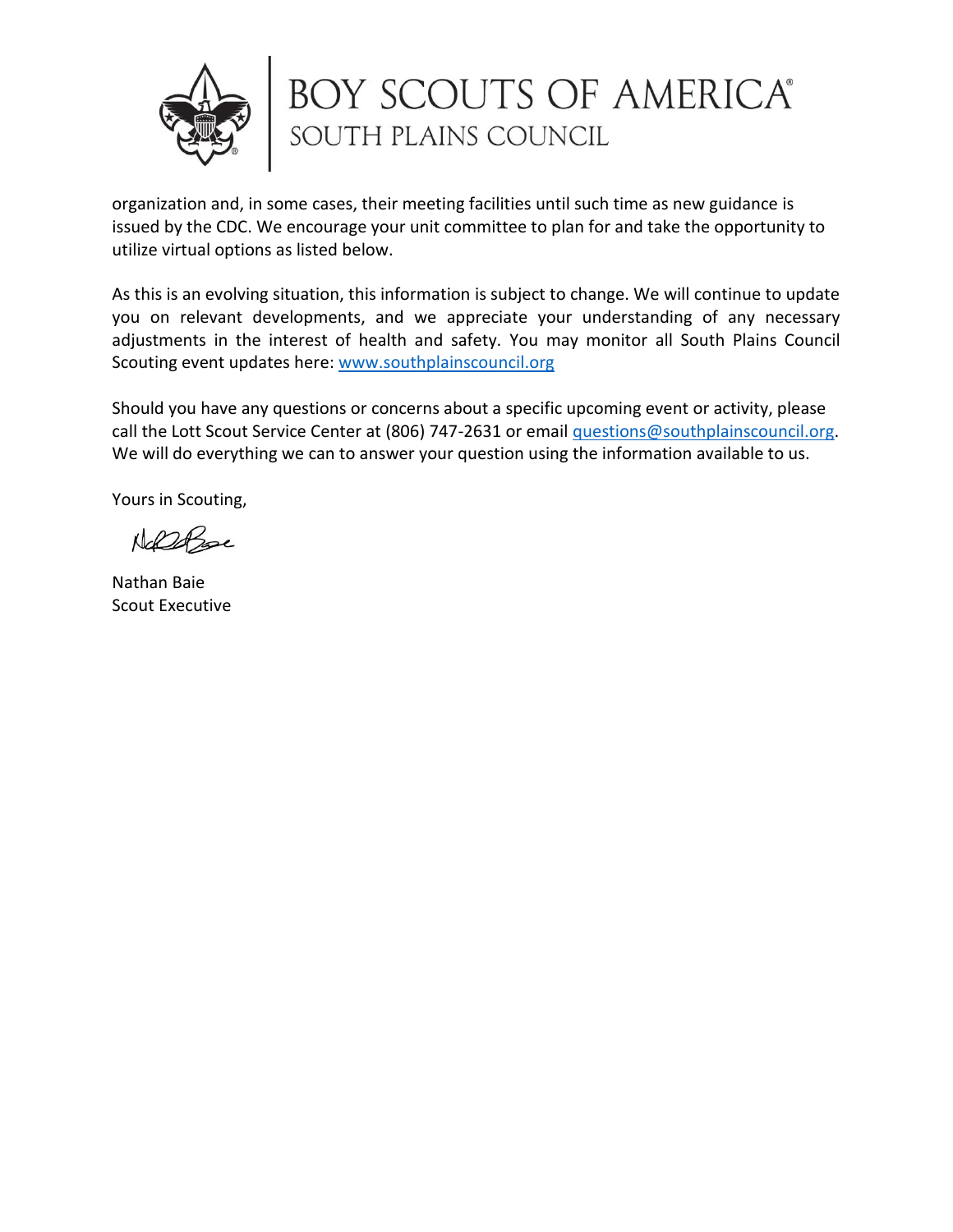organization and, in some cases, their meeting facilities until such time as new guidance is issued by the CDC. We encourage your unit committee to plan for and take the opportunity to utilize virtual options as listed below.

As this is an evolving situation, this information is subject to change. We will continue to update you on relevant developments, and we appreciate your understanding of any necessary adjustments in the interest of health and safety. You may monitor all South Plains Council Scouting event updates here: [www.southplainscouncil.org](www.southplainscouncil.org)

Should you have any questions or concerns about a specific upcoming event or activity, please call the Lott Scout Service Center at (806) 747-2631 or email [questions@southplainscouncil.org](mailto:questions@southplainscouncil.org). We will do everything we can to answer your question using the information available to us.

Yours in Scouting,

Nathan Baie
Scout Executive